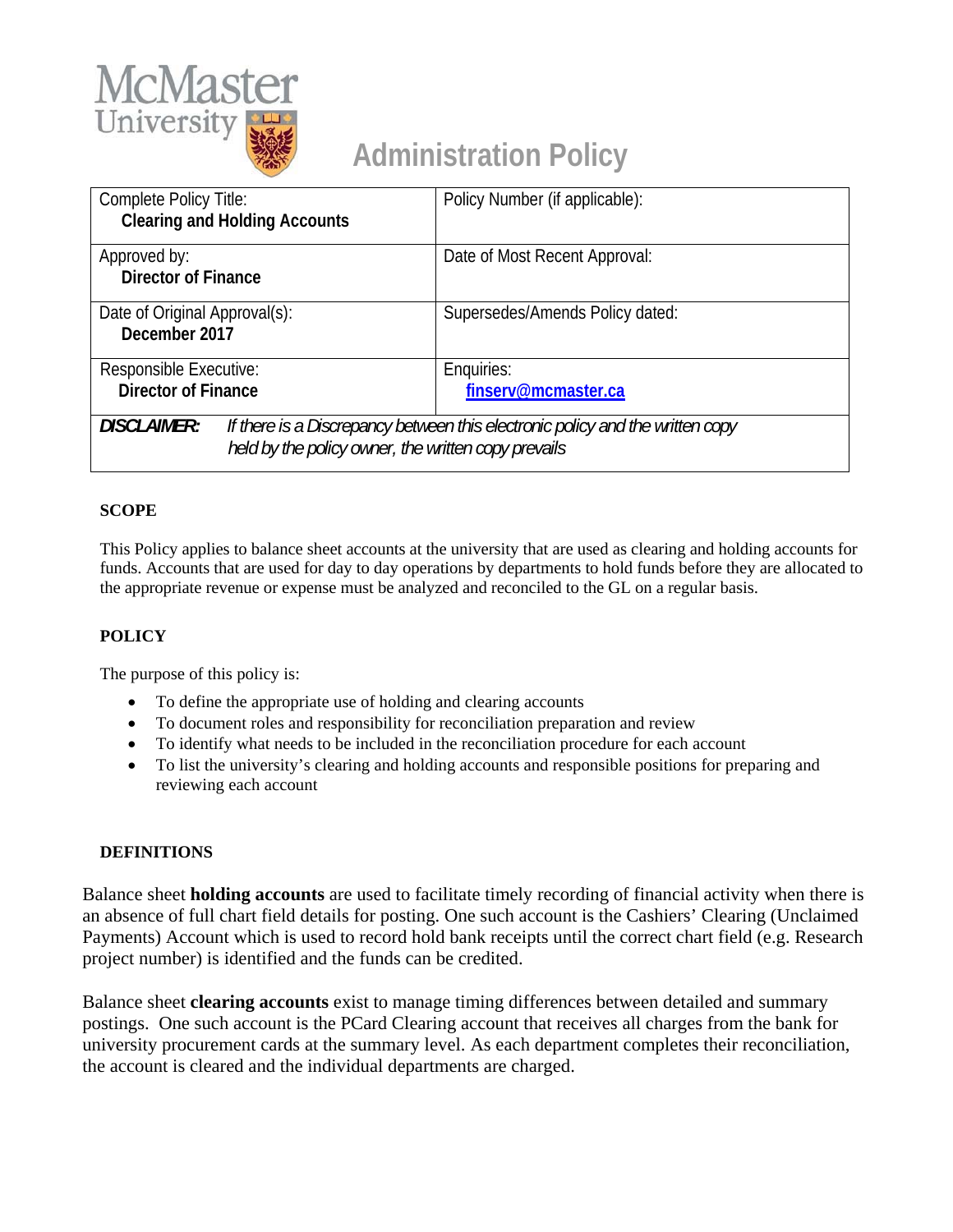McMaster University

# Administration Policy

| Complete Policy Title:<br>**Clearing and Holding Accounts** | Policy Number (if applicable): |
|---|---|
| Approved by:<br>**Director of Finance** | Date of Most Recent Approval: |
| Date of Original Approval(s):<br>**December 2017** | Supersedes/Amends Policy dated: |
| Responsible Executive:<br>**Director of Finance** | Enquiries:<br>**finserv@mcmaster.ca** |
| ***DISCLAIMER:*** *If there is a Discrepancy between this electronic policy and the written copy held by the policy owner, the written copy prevails* | |

## SCOPE

This Policy applies to balance sheet accounts at the university that are used as clearing and holding accounts for funds. Accounts that are used for day to day operations by departments to hold funds before they are allocated to the appropriate revenue or expense must be analyzed and reconciled to the GL on a regular basis.

## POLICY

The purpose of this policy is:

- To define the appropriate use of holding and clearing accounts
- To document roles and responsibility for reconciliation preparation and review
- To identify what needs to be included in the reconciliation procedure for each account
- To list the university's clearing and holding accounts and responsible positions for preparing and reviewing each account

## DEFINITIONS

Balance sheet **holding accounts** are used to facilitate timely recording of financial activity when there is an absence of full chart field details for posting. One such account is the Cashiers' Clearing (Unclaimed Payments) Account which is used to record hold bank receipts until the correct chart field (e.g. Research project number) is identified and the funds can be credited.

Balance sheet **clearing accounts** exist to manage timing differences between detailed and summary postings. One such account is the PCard Clearing account that receives all charges from the bank for university procurement cards at the summary level. As each department completes their reconciliation, the account is cleared and the individual departments are charged.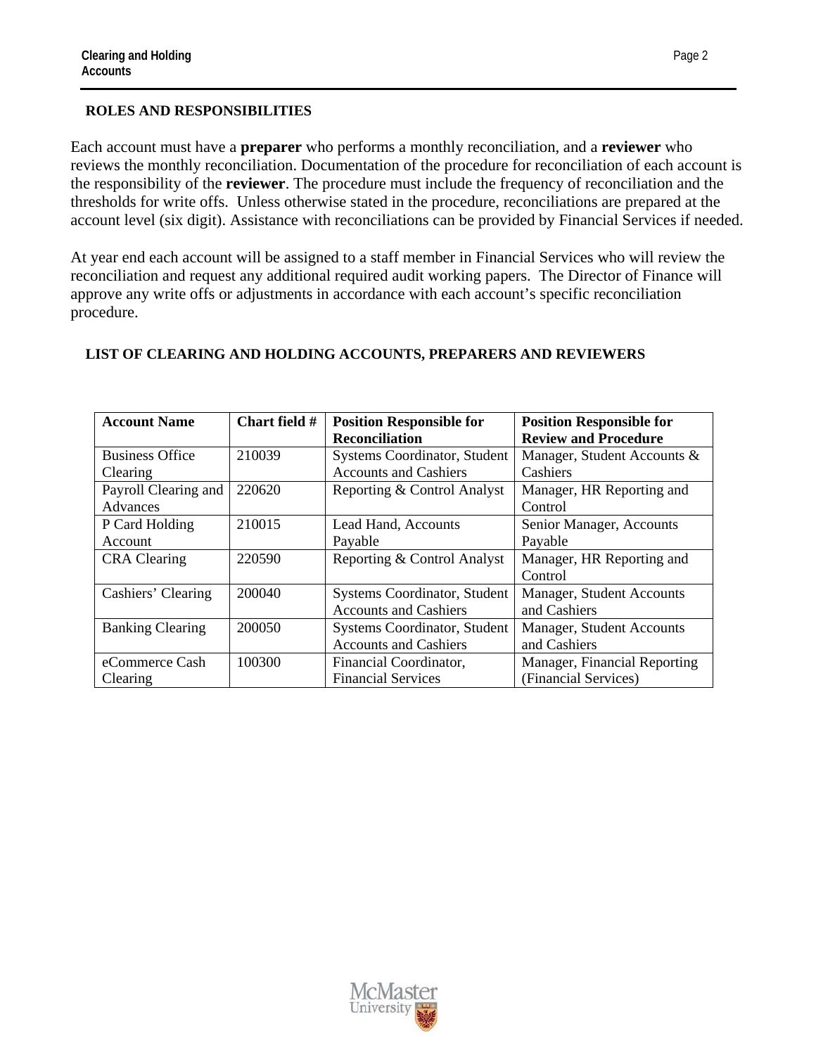## ROLES AND RESPONSIBILITIES

Each account must have a **preparer** who performs a monthly reconciliation, and a **reviewer** who reviews the monthly reconciliation. Documentation of the procedure for reconciliation of each account is the responsibility of the **reviewer**. The procedure must include the frequency of reconciliation and the thresholds for write offs. Unless otherwise stated in the procedure, reconciliations are prepared at the account level (six digit). Assistance with reconciliations can be provided by Financial Services if needed.

At year end each account will be assigned to a staff member in Financial Services who will review the reconciliation and request any additional required audit working papers. The Director of Finance will approve any write offs or adjustments in accordance with each account's specific reconciliation procedure.

## LIST OF CLEARING AND HOLDING ACCOUNTS, PREPARERS AND REVIEWERS

| Account Name | Chart field # | Position Responsible for Reconciliation | Position Responsible for Review and Procedure |
|---|---|---|---|
| Business Office Clearing | 210039 | Systems Coordinator, Student Accounts and Cashiers | Manager, Student Accounts & Cashiers |
| Payroll Clearing and Advances | 220620 | Reporting & Control Analyst | Manager, HR Reporting and Control |
| P Card Holding Account | 210015 | Lead Hand, Accounts Payable | Senior Manager, Accounts Payable |
| CRA Clearing | 220590 | Reporting & Control Analyst | Manager, HR Reporting and Control |
| Cashiers' Clearing | 200040 | Systems Coordinator, Student Accounts and Cashiers | Manager, Student Accounts and Cashiers |
| Banking Clearing | 200050 | Systems Coordinator, Student Accounts and Cashiers | Manager, Student Accounts and Cashiers |
| eCommerce Cash Clearing | 100300 | Financial Coordinator, Financial Services | Manager, Financial Reporting (Financial Services) |